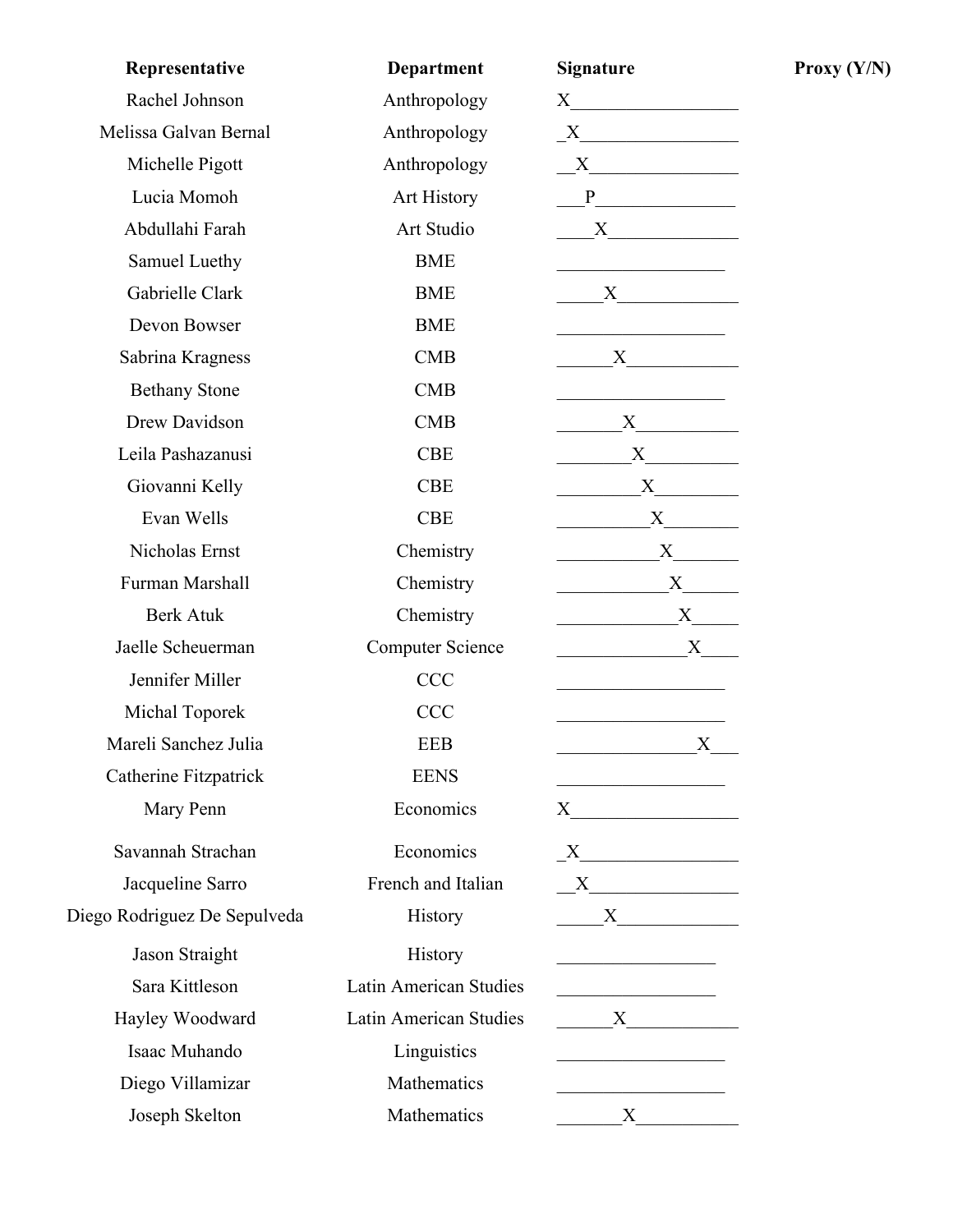| Representative | Department | Signature | Proxy (Y/N) |
| --- | --- | --- | --- |
| Rachel Johnson | Anthropology | X | |
| Melissa Galvan Bernal | Anthropology | X | |
| Michelle Pigott | Anthropology | X | |
| Lucia Momoh | Art History | P | |
| Abdullahi Farah | Art Studio | X | |
| Samuel Luethy | BME | | |
| Gabrielle Clark | BME | X | |
| Devon Bowser | BME | | |
| Sabrina Kragness | CMB | X | |
| Bethany Stone | CMB | | |
| Drew Davidson | CMB | X | |
| Leila Pashazanusi | CBE | X | |
| Giovanni Kelly | CBE | X | |
| Evan Wells | CBE | X | |
| Nicholas Ernst | Chemistry | X | |
| Furman Marshall | Chemistry | X | |
| Berk Atuk | Chemistry | X | |
| Jaelle Scheuerman | Computer Science | X | |
| Jennifer Miller | CCC | | |
| Michal Toporek | CCC | | |
| Mareli Sanchez Julia | EEB | X | |
| Catherine Fitzpatrick | EENS | | |
| Mary Penn | Economics | X | |
| Savannah Strachan | Economics | X | |
| Jacqueline Sarro | French and Italian | X | |
| Diego Rodriguez De Sepulveda | History | X | |
| Jason Straight | History | | |
| Sara Kittleson | Latin American Studies | | |
| Hayley Woodward | Latin American Studies | X | |
| Isaac Muhando | Linguistics | | |
| Diego Villamizar | Mathematics | | |
| Joseph Skelton | Mathematics | X | |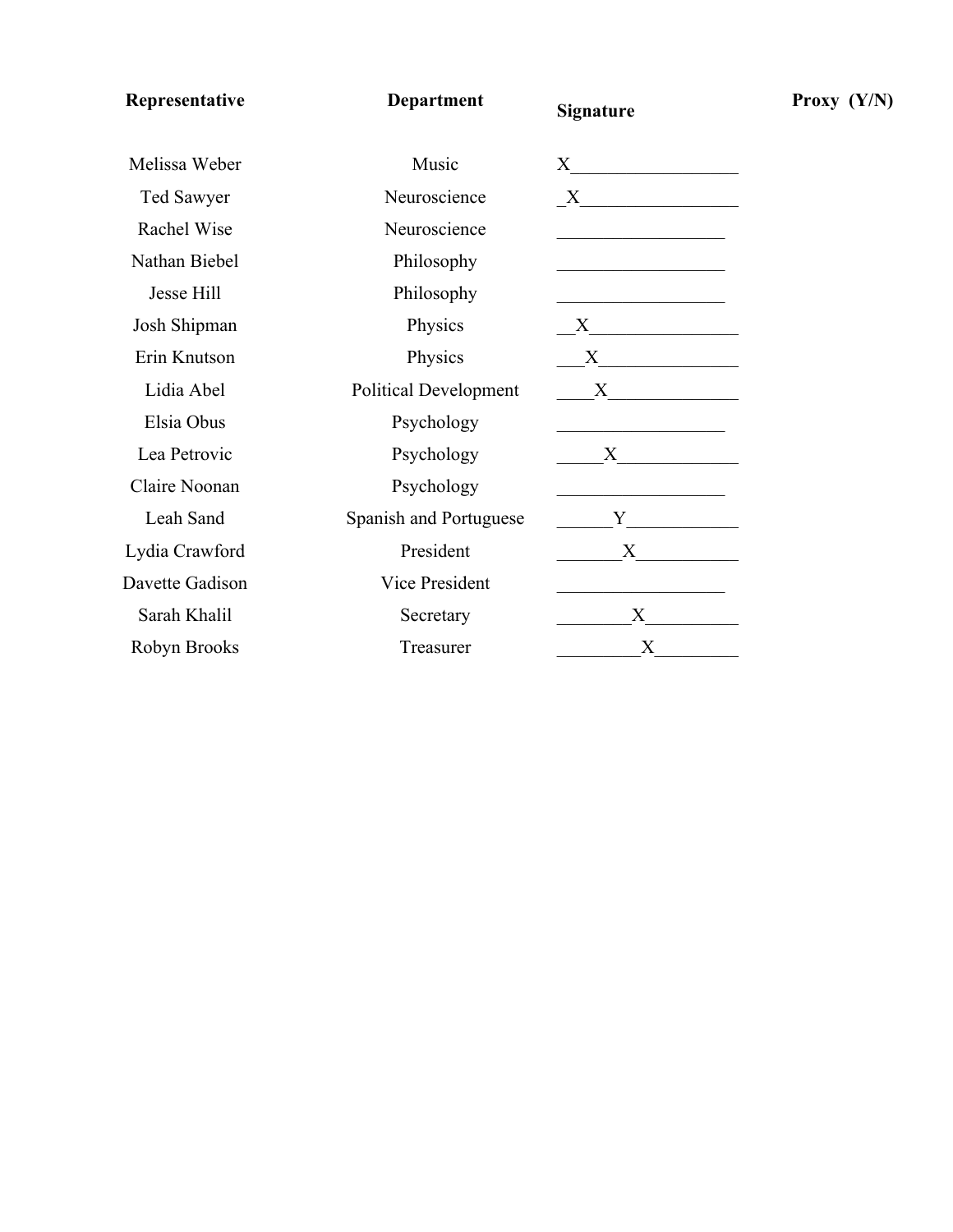| Representative | Department | Signature | Proxy (Y/N) |
|---|---|---|---|
| Melissa Weber | Music | X | |
| Ted Sawyer | Neuroscience | X | |
| Rachel Wise | Neuroscience | | |
| Nathan Biebel | Philosophy | | |
| Jesse Hill | Philosophy | | |
| Josh Shipman | Physics | X | |
| Erin Knutson | Physics | X | |
| Lidia Abel | Political Development | X | |
| Elsia Obus | Psychology | | |
| Lea Petrovic | Psychology | X | |
| Claire Noonan | Psychology | | |
| Leah Sand | Spanish and Portuguese | Y | |
| Lydia Crawford | President | X | |
| Davette Gadison | Vice President | | |
| Sarah Khalil | Secretary | X | |
| Robyn Brooks | Treasurer | X | |